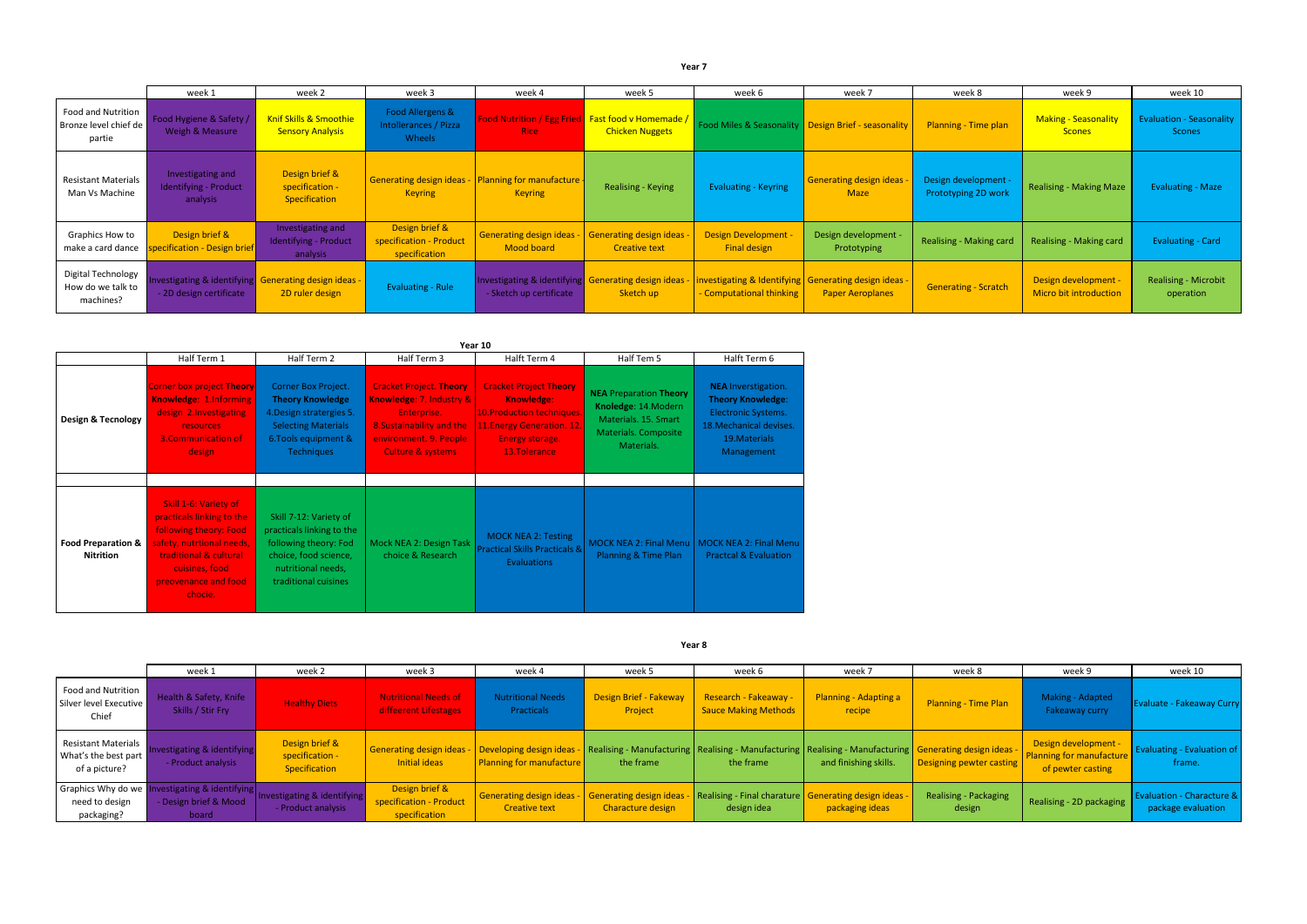## Year 7

| | week 1 | week 2 | week 3 | week 4 | week 5 | week 6 | week 7 | week 8 | week 9 | week 10 |
|---|---|---|---|---|---|---|---|---|---|---|
| Food and Nutrition Bronze level chief de partie | Food Hygiene & Safety / Weigh & Measure | Knif Skills & Smoothie Sensory Analysis | Food Allergens & Intollerances / Pizza Wheels | Food Nutrition / Egg Fried Rice | Fast food v Homemade / Chicken Nuggets | Food Miles & Seasonality | Design Brief - seasonality | Planning - Time plan | Making - Seasonality Scones | Evaluation - Seasonality Scones |
| Resistant Materials Man Vs Machine | Investigating and Identifying - Product analysis | Design brief & specification - Specification | Generating design ideas - Keyring | Planning for manufacture - Keyring | Realising - Keying | Evaluating - Keyring | Generating design ideas - Maze | Design development - Prototyping 2D work | Realising - Making Maze | Evaluating - Maze |
| Graphics How to make a card dance | Design brief & specification - Design brief | Investigating and Identifying - Product analysis | Design brief & specification - Product specification | Generating design ideas - Mood board | Generating design ideas - Creative text | Design Development - Final design | Design development - Prototyping | Realising - Making card | Realising - Making card | Evaluating - Card |
| Digital Technology How do we talk to machines? | Investigating & identifying - 2D design certificate | Generating design ideas - 2D ruler design | Evaluating - Rule | Investigating & identifying - Sketch up certificate | Generating design ideas - Sketch up | investigating & Identifying - Computational thinking | Generating design ideas - Paper Aeroplanes | Generating - Scratch | Design development - Micro bit introduction | Realising - Microbit operation |

## Year 10

| | Half Term 1 | Half Term 2 | Half Term 3 | Halft Term 4 | Half Tem 5 | Halft Term 6 |
|---|---|---|---|---|---|---|
| **Design & Tecnology** | Corner box project **Theory Knowledge**: 1.Informing design. 2.Investigating resources. 3.Communication of design | Corner Box Project. **Theory Knowledge** 4.Design stratergies 5. Selecting Materials 6.Tools equipment & Techniques | Cracket Project. **Theory Knowledge**: 7. Industry & Enterprise. 8.Sustainability and the environment. 9. People Culture & systems | Cracket Project **Theory Knowledge**: 10.Production techniques. 11.Energy Generation. 12. Energy storage. 13.Tolerance | **NEA** Preparation **Theory Knoledge**: 14.Modern Materials. 15. Smart Materials. Composite Materials. | **NEA** Investigation. **Theory Knowledge**: Electronic Systems. 18.Mechanical devises. 19.Materials Management |
| | | | | | | |
| **Food Preparation & Nitrition** | Skill 1-6: Variety of practicals linking to the following theory: Food safety, nutritional needs, traditional & cultural cuisines, food preovenance and food chocie | Skill 7-12: Variety of practicals linking to the following theory: Fod choice, food science, nutritional needs, traditional cuisines | Mock NEA 2: Design Task choice & Research | MOCK NEA 2: Testing Practical Skills Practicals & Evaluations | MOCK NEA 2: Final Menu Planning & Time Plan | MOCK NEA 2: Final Menu Practcal & Evaluation |

## Year 8

| | week 1 | week 2 | week 3 | week 4 | week 5 | week 6 | week 7 | week 8 | week 9 | week 10 |
|---|---|---|---|---|---|---|---|---|---|---|
| Food and Nutrition Silver level Executive Chief | Health & Safety, Knife Skills / Stir Fry | Healthy Diets | Nutritional Needs of differeent Lifestages | Nutritional Needs Practicals | Design Brief - Fakeway Project | Research - Fakeway - Sauce Making Methods | Planning - Adapting a recipe | Planning - Time Plan | Making - Adapted Fakeaway curry | Evaluate - Fakeaway Curry |
| Resistant Materials What's the best part of a picture? | Investigating & identifying - Product analysis | Design brief & specification - Specification | Generating design ideas - Initial ideas | Developing design ideas - Planning for manufacture | Realising - Manufacturing the frame | Realising - Manufacturing the frame | Realising - Manufacturing and finishing skills. | Generating design ideas - Designing pewter casting | Design development - Planning for manufacture of pewter casting | Evaluating - Evaluation of frame. |
| Graphics Why do we need to design packaging? | Investigating & identifying - Design brief & Mood board | Investigating & identifying - Product analysis | Design brief & specification - Product specification | Generating design ideas - Creative text | Generating design ideas - Characture design | Realising - Final charature design idea | Generating design ideas - packaging ideas | Realising - Packaging design | Realising - 2D packaging | Evaluation - Characture & package evaluation |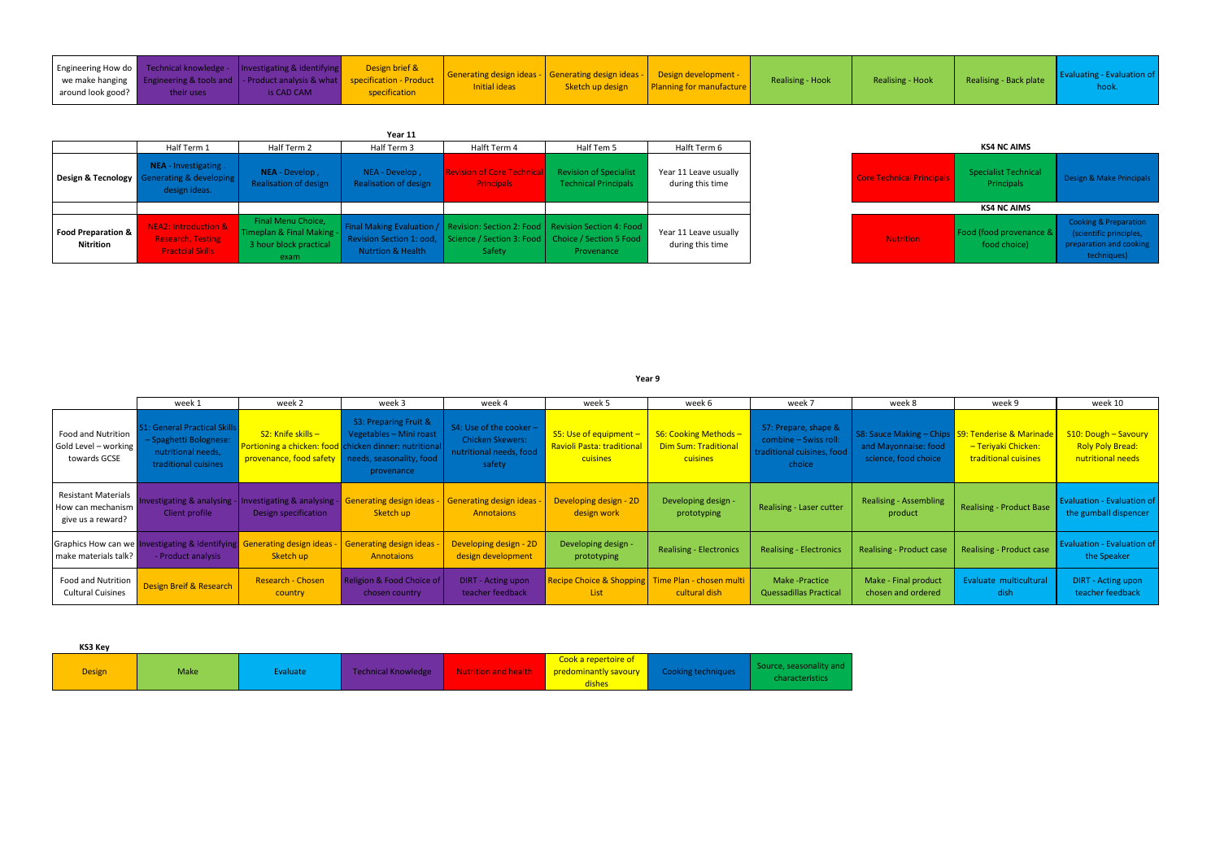| | | | | | | | | | | |
|---|---|---|---|---|---|---|---|---|---|---|
| Engineering How do we make hanging around look good? | Technical knowledge - Engineering & tools and their uses | Investigating & identifying - Product analysis & what is CAD CAM | Design brief & specification - Product specification | Generating design ideas - Initial ideas | Generating design ideas - Sketch up design | Design development - Planning for manufacture | Realising - Hook | Realising - Hook | Realising - Back plate | Evaluating - Evaluation of hook. |

**Year 11**

| | Half Term 1 | Half Term 2 | Half Term 3 | Halft Term 4 | Half Tem 5 | Halft Term 6 |
|---|---|---|---|---|---|---|
| **Design & Tecnology** | **NEA** - Investigating . Generating & developing design ideas. | **NEA** - Develop , Realisation of design | NEA - Develop , Realisation of design | Revision of Core Technical Principals | Revision of Specialist Technical Principals | Year 11 Leave usually during this time |
| | | | | | | |
| **Food Preparation & Nitrition** | NEA2: Introduction & Research, Testing Practcial Skills | Final Menu Choice, Timeplan & Final Making - 3 hour block practical exam | Final Making Evaluation / Revision Section 1: ood, Nutrtion & Health | Revision: Section 2: Food Science / Section 3: Food Safety | Revision Section 4: Food Choice / Section 5 Food Provenance | Year 11 Leave usually during this time |

**KS4 NC AIMS**

| | | |
|---|---|---|
| Core Technical Principals | Specialist Technical Principals | Design & Make Principals |

**KS4 NC AIMS**

| | | |
|---|---|---|
| Nutrition | Food (food provenance & food choice) | Cooking & Preparation (scientific principles, preparation and cooking techniques) |

**Year 9**

| | week 1 | week 2 | week 3 | week 4 | week 5 | week 6 | week 7 | week 8 | week 9 | week 10 |
|---|---|---|---|---|---|---|---|---|---|---|
| Food and Nutrition Gold Level – working towards GCSE | S1: General Practical Skills – Spaghetti Bolognese: nutritional needs, traditional cuisines | S2: Knife skills – Portioning a chicken: food provenance, food safety | S3: Preparing Fruit & Vegetables – Mini roast chicken dinner: nutritional needs, seasonality, food provenance | S4: Use of the cooker – Chicken Skewers: nutritional needs, food safety | S5: Use of equipment – Ravioli Pasta: traditional cuisines | S6: Cooking Methods – Dim Sum: Traditional cuisines | S7: Prepare, shape & combine – Swiss roll: traditional cuisines, food choice | S8: Sauce Making – Chips and Mayonnaise: food science, food choice | S9: Tenderise & Marinade – Teriyaki Chicken: traditional cuisines | S10: Dough – Savoury Roly Poly Bread: nutritional needs |
| Resistant Materials How can mechanism give us a reward? | Investigating & analysing - Client profile | Investigating & analysing - Design specification | Generating design ideas - Sketch up | Generating design ideas - Annotaions | Developing design - 2D design work | Developing design - prototyping | Realising - Laser cutter | Realising - Assembling product | Realising - Product Base | Evaluation - Evaluation of the gumball dispencer |
| Graphics How can we make materials talk? | Investigating & identifying - Product analysis | Generating design ideas - Sketch up | Generating design ideas - Annotaions | Developing design - 2D design development | Developing design - prototyping | Realising - Electronics | Realising - Electronics | Realising - Product case | Realising - Product case | Evaluation - Evaluation of the Speaker |
| Food and Nutrition Cultural Cuisines | Design Breif & Research | Research - Chosen country | Religion & Food Choice of chosen country | DIRT - Acting upon teacher feedback | Recipe Choice & Shopping List | Time Plan - chosen multi cultural dish | Make -Practice Quessadillas Practical | Make - Final product chosen and ordered | Evaluate multicultural dish | DIRT - Acting upon teacher feedback |

**KS3 Key**

| | | | | | | | |
|---|---|---|---|---|---|---|---|
| Design | Make | Evaluate | Technical Knowledge | Nutrition and health | Cook a repertoire of predominantly savoury dishes | Cooking techniques | Source, seasonality and characteristics |